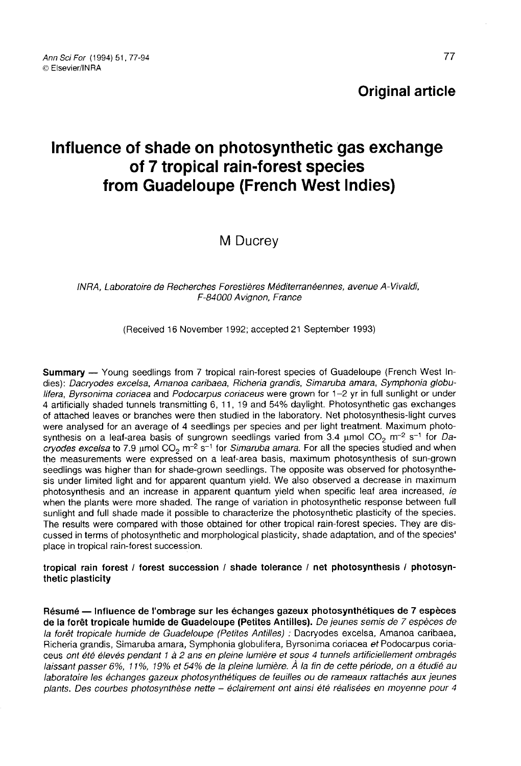**Original article**

# Influence of shade on photosynthetic gas exchange of 7 tropical rain-forest species from Guadeloupe (French West Indies)

M Ducrey

*INRA, Laboratoire de Recherches Forestières Méditerranéennes, avenue A-Vivaldi, F-84000 Avignon, France*

(Received 16 November 1992; accepted 21 September 1993)

**Summary** — Young seedlings from 7 tropical rain-forest species of Guadeloupe (French West Indies): *Dacryodes excelsa*, *Amanoa caribaea*, *Richeria grandis*, *Simaruba amara*, *Symphonia globulifera*, *Byrsonima coriacea* and *Podocarpus coriaceus* were grown for 1–2 yr in full sunlight or under 4 artificially shaded tunnels transmitting 6, 11, 19 and 54% daylight. Photosynthetic gas exchanges of attached leaves or branches were then studied in the laboratory. Net photosynthesis-light curves were analysed for an average of 4 seedlings per species and per light treatment. Maximum photosynthesis on a leaf-area basis of sungrown seedlings varied from 3.4 μmol $CO_2$ $m^{-2}$ $s^{-1}$ for *Dacryodes excelsa* to 7.9 μmol $CO_2$ $m^{-2}$ $s^{-1}$ for *Simaruba amara*. For all the species studied and when the measurements were expressed on a leaf-area basis, maximum photosynthesis of sun-grown seedlings was higher than for shade-grown seedlings. The opposite was observed for photosynthesis under limited light and for apparent quantum yield. We also observed a decrease in maximum photosynthesis and an increase in apparent quantum yield when specific leaf area increased, *ie* when the plants were more shaded. The range of variation in photosynthetic response between full sunlight and full shade made it possible to characterize the photosynthetic plasticity of the species. The results were compared with those obtained for other tropical rain-forest species. They are discussed in terms of photosynthetic and morphological plasticity, shade adaptation, and of the species' place in tropical rain-forest succession.

**tropical rain forest / forest succession / shade tolerance / net photosynthesis / photosynthetic plasticity**

**Résumé — Influence de l'ombrage sur les échanges gazeux photosynthétiques de 7 espèces de la forêt tropicale humide de Guadeloupe (Petites Antilles).** *De jeunes semis de 7 espèces de la forêt tropicale humide de Guadeloupe (Petites Antilles) :* Dacryodes excelsa, Amanoa caribaea, Richeria grandis, Simaruba amara, Symphonia globulifera, Byrsonima coriacea *et* Podocarpus coriaceus *ont été élevés pendant 1 à 2 ans en pleine lumière et sous 4 tunnels artificiellement ombragés laissant passer 6%, 11%, 19% et 54% de la pleine lumière. À la fin de cette période, on a étudié au laboratoire les échanges gazeux photosynthétiques de feuilles ou de rameaux rattachés aux jeunes plants. Des courbes photosynthèse nette – éclairement ont ainsi été réalisées en moyenne pour 4*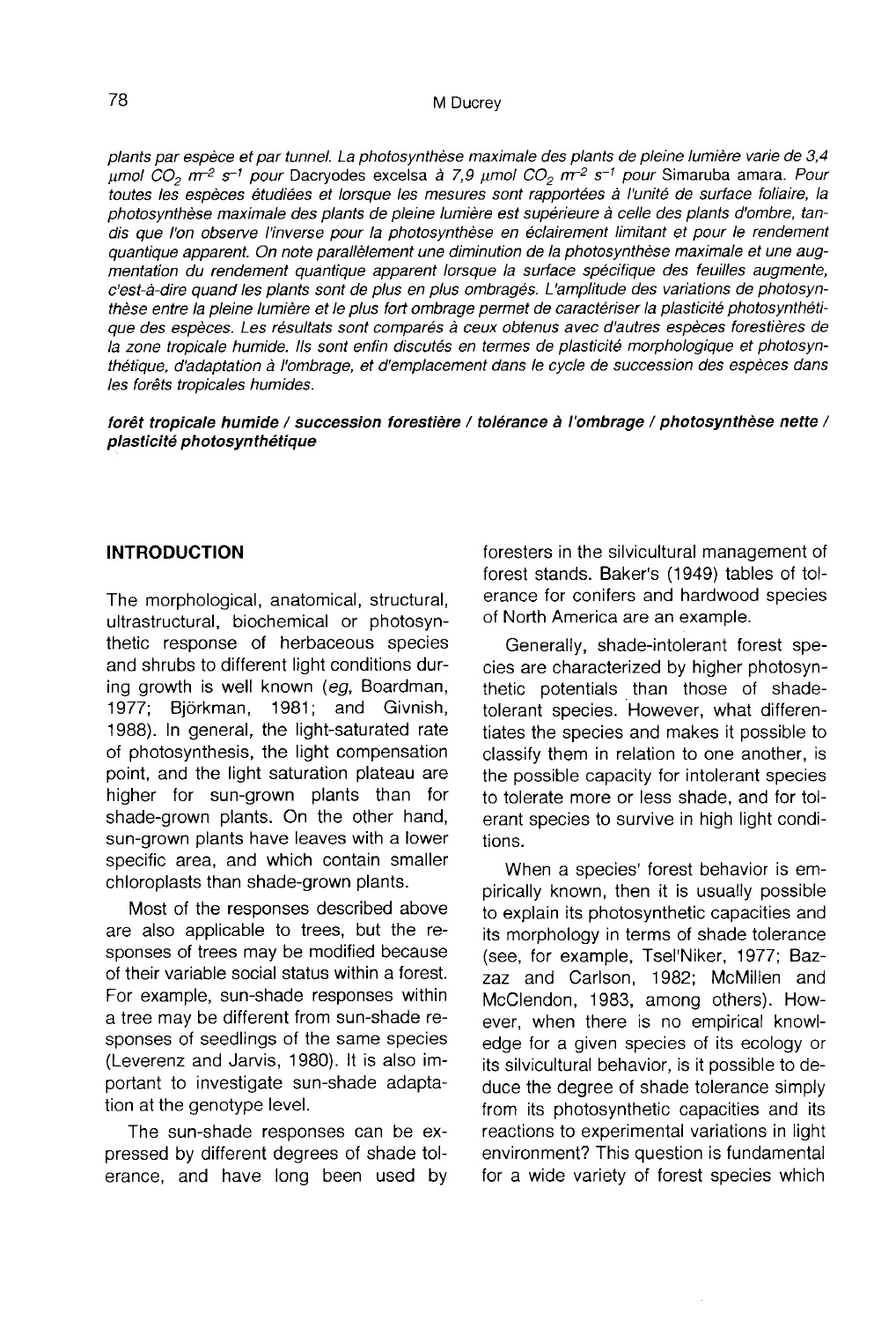*plants par espèce et par tunnel. La photosynthèse maximale des plants de pleine lumière varie de 3,4 $\mu mol\ CO_2\ m^{-2}\ s^{-1}$ pour* Dacryodes excelsa *à 7,9 $\mu mol\ CO_2\ m^{-2}\ s^{-1}$ pour* Simaruba amara. *Pour toutes les espèces étudiées et lorsque les mesures sont rapportées à l'unité de surface foliaire, la photosynthèse maximale des plants de pleine lumière est supérieure à celle des plants d'ombre, tandis que l'on observe l'inverse pour la photosynthèse en éclairement limitant et pour le rendement quantique apparent. On note parallèlement une diminution de la photosynthèse maximale et une augmentation du rendement quantique apparent lorsque la surface spécifique des feuilles augmente, c'est-à-dire quand les plants sont de plus en plus ombragés. L'amplitude des variations de photosynthèse entre la pleine lumière et le plus fort ombrage permet de caractériser la plasticité photosynthétique des espèces. Les résultats sont comparés à ceux obtenus avec d'autres espèces forestières de la zone tropicale humide. Ils sont enfin discutés en termes de plasticité morphologique et photosynthétique, d'adaptation à l'ombrage, et d'emplacement dans le cycle de succession des espèces dans les forêts tropicales humides.*

***forêt tropicale humide / succession forestière / tolérance à l'ombrage / photosynthèse nette / plasticité photosynthétique***

## INTRODUCTION

The morphological, anatomical, structural, ultrastructural, biochemical or photosynthetic response of herbaceous species and shrubs to different light conditions during growth is well known (*eg*, Boardman, 1977; Björkman, 1981; and Givnish, 1988). In general, the light-saturated rate of photosynthesis, the light compensation point, and the light saturation plateau are higher for sun-grown plants than for shade-grown plants. On the other hand, sun-grown plants have leaves with a lower specific area, and which contain smaller chloroplasts than shade-grown plants.

Most of the responses described above are also applicable to trees, but the responses of trees may be modified because of their variable social status within a forest. For example, sun-shade responses within a tree may be different from sun-shade responses of seedlings of the same species (Leverenz and Jarvis, 1980). It is also important to investigate sun-shade adaptation at the genotype level.

The sun-shade responses can be expressed by different degrees of shade tolerance, and have long been used by foresters in the silvicultural management of forest stands. Baker's (1949) tables of tolerance for conifers and hardwood species of North America are an example.

Generally, shade-intolerant forest species are characterized by higher photosynthetic potentials than those of shade-tolerant species. However, what differentiates the species and makes it possible to classify them in relation to one another, is the possible capacity for intolerant species to tolerate more or less shade, and for tolerant species to survive in high light conditions.

When a species' forest behavior is empirically known, then it is usually possible to explain its photosynthetic capacities and its morphology in terms of shade tolerance (see, for example, Tsel'Niker, 1977; Bazzaz and Carlson, 1982; McMillen and McClendon, 1983, among others). However, when there is no empirical knowledge for a given species of its ecology or its silvicultural behavior, is it possible to deduce the degree of shade tolerance simply from its photosynthetic capacities and its reactions to experimental variations in light environment? This question is fundamental for a wide variety of forest species which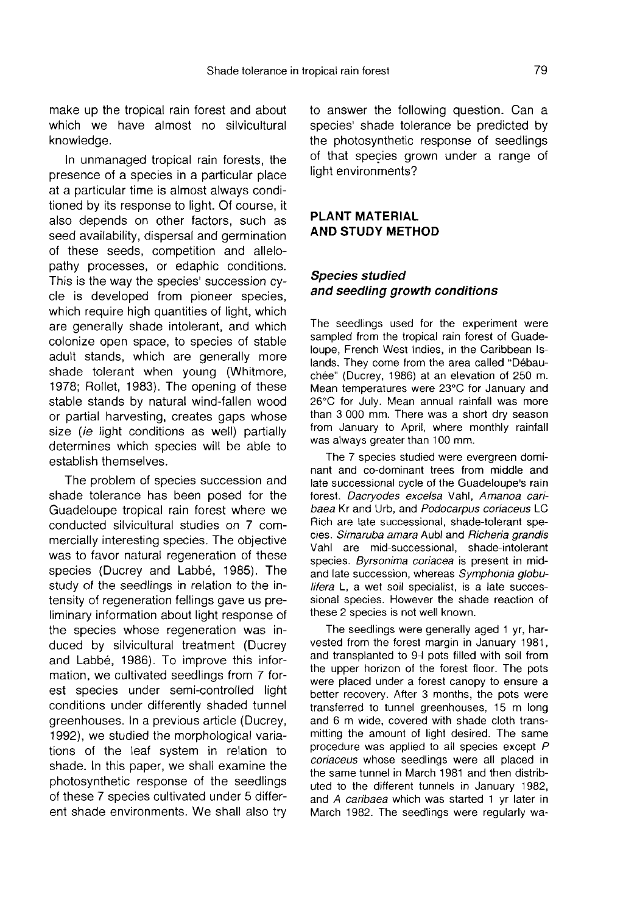make up the tropical rain forest and about which we have almost no silvicultural knowledge.

In unmanaged tropical rain forests, the presence of a species in a particular place at a particular time is almost always conditioned by its response to light. Of course, it also depends on other factors, such as seed availability, dispersal and germination of these seeds, competition and allelopathy processes, or edaphic conditions. This is the way the species' succession cycle is developed from pioneer species, which require high quantities of light, which are generally shade intolerant, and which colonize open space, to species of stable adult stands, which are generally more shade tolerant when young (Whitmore, 1978; Rollet, 1983). The opening of these stable stands by natural wind-fallen wood or partial harvesting, creates gaps whose size (*ie* light conditions as well) partially determines which species will be able to establish themselves.

The problem of species succession and shade tolerance has been posed for the Guadeloupe tropical rain forest where we conducted silvicultural studies on 7 commercially interesting species. The objective was to favor natural regeneration of these species (Ducrey and Labbé, 1985). The study of the seedlings in relation to the intensity of regeneration fellings gave us preliminary information about light response of the species whose regeneration was induced by silvicultural treatment (Ducrey and Labbé, 1986). To improve this information, we cultivated seedlings from 7 forest species under semi-controlled light conditions under differently shaded tunnel greenhouses. In a previous article (Ducrey, 1992), we studied the morphological variations of the leaf system in relation to shade. In this paper, we shall examine the photosynthetic response of the seedlings of these 7 species cultivated under 5 different shade environments. We shall also try to answer the following question. Can a species' shade tolerance be predicted by the photosynthetic response of seedlings of that species grown under a range of light environments?

## PLANT MATERIAL AND STUDY METHOD

### *Species studied and seedling growth conditions*

The seedlings used for the experiment were sampled from the tropical rain forest of Guadeloupe, French West Indies, in the Caribbean Islands. They come from the area called "Débauchée" (Ducrey, 1986) at an elevation of 250 m. Mean temperatures were 23°C for January and 26°C for July. Mean annual rainfall was more than 3 000 mm. There was a short dry season from January to April, where monthly rainfall was always greater than 100 mm.

The 7 species studied were evergreen dominant and co-dominant trees from middle and late successional cycle of the Guadeloupe's rain forest. *Dacryodes excelsa* Vahl, *Amanoa caribaea* Kr and Urb, and *Podocarpus coriaceus* LC Rich are late successional, shade-tolerant species. *Simaruba amara* Aubl and *Richeria grandis* Vahl are mid-successional, shade-intolerant species. *Byrsonima coriacea* is present in mid- and late succession, whereas *Symphonia globulifera* L, a wet soil specialist, is a late successional species. However the shade reaction of these 2 species is not well known.

The seedlings were generally aged 1 yr, harvested from the forest margin in January 1981, and transplanted to 9-l pots filled with soil from the upper horizon of the forest floor. The pots were placed under a forest canopy to ensure a better recovery. After 3 months, the pots were transferred to tunnel greenhouses, 15 m long and 6 m wide, covered with shade cloth transmitting the amount of light desired. The same procedure was applied to all species except *P coriaceus* whose seedlings were all placed in the same tunnel in March 1981 and then distributed to the different tunnels in January 1982, and *A caribaea* which was started 1 yr later in March 1982. The seedlings were regularly wa-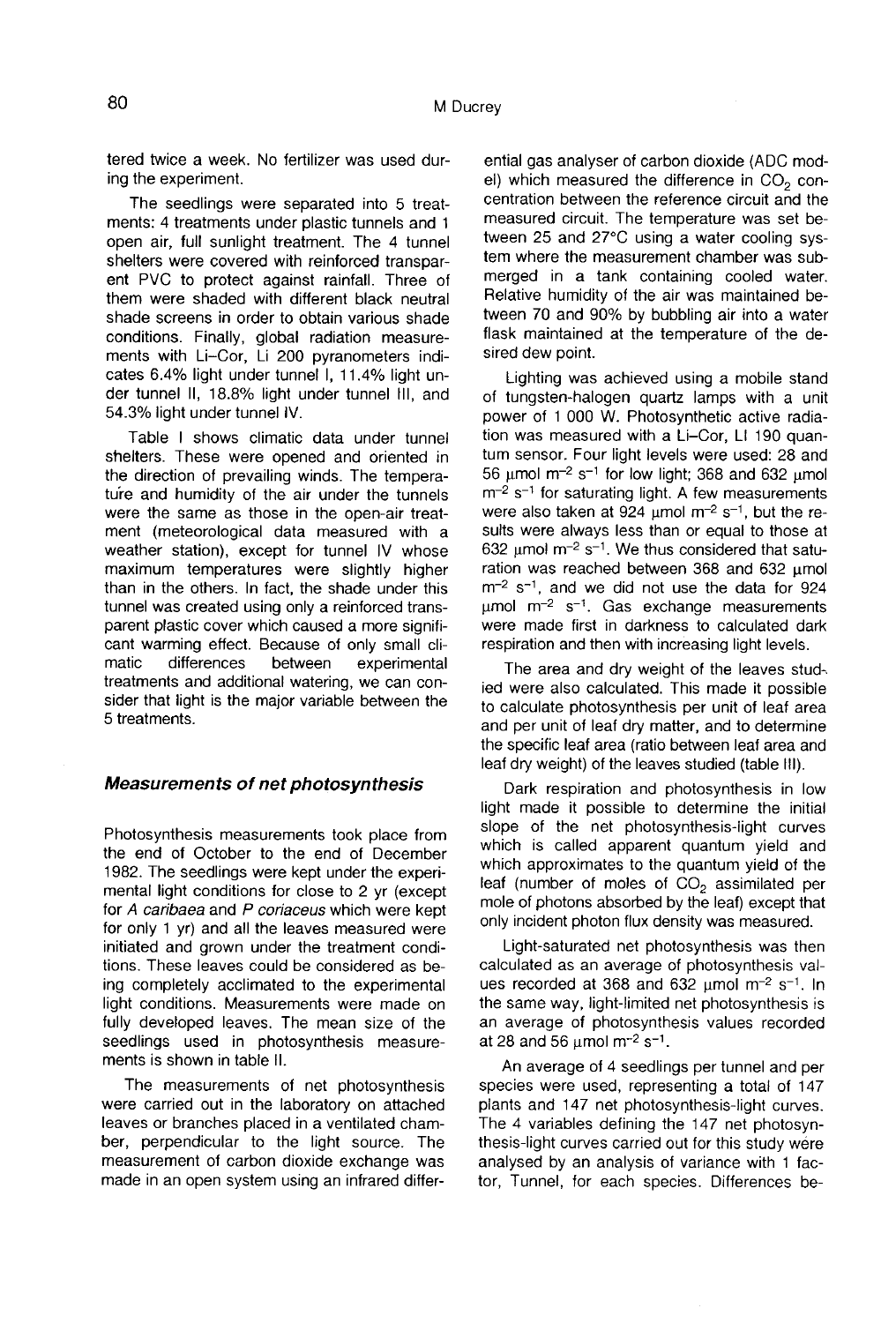tered twice a week. No fertilizer was used during the experiment.

The seedlings were separated into 5 treatments: 4 treatments under plastic tunnels and 1 open air, full sunlight treatment. The 4 tunnel shelters were covered with reinforced transparent PVC to protect against rainfall. Three of them were shaded with different black neutral shade screens in order to obtain various shade conditions. Finally, global radiation measurements with Li-Cor, Li 200 pyranometers indicates 6.4% light under tunnel I, 11.4% light under tunnel II, 18.8% light under tunnel III, and 54.3% light under tunnel IV.

Table I shows climatic data under tunnel shelters. These were opened and oriented in the direction of prevailing winds. The temperature and humidity of the air under the tunnels were the same as those in the open-air treatment (meteorological data measured with a weather station), except for tunnel IV whose maximum temperatures were slightly higher than in the others. In fact, the shade under this tunnel was created using only a reinforced transparent plastic cover which caused a more significant warming effect. Because of only small climatic differences between experimental treatments and additional watering, we can consider that light is the major variable between the 5 treatments.

### Measurements of net photosynthesis

Photosynthesis measurements took place from the end of October to the end of December 1982. The seedlings were kept under the experimental light conditions for close to 2 yr (except for *A caribaea* and *P coriaceus* which were kept for only 1 yr) and all the leaves measured were initiated and grown under the treatment conditions. These leaves could be considered as being completely acclimated to the experimental light conditions. Measurements were made on fully developed leaves. The mean size of the seedlings used in photosynthesis measurements is shown in table II.

The measurements of net photosynthesis were carried out in the laboratory on attached leaves or branches placed in a ventilated chamber, perpendicular to the light source. The measurement of carbon dioxide exchange was made in an open system using an infrared differential gas analyser of carbon dioxide (ADC model) which measured the difference in $CO_2$ concentration between the reference circuit and the measured circuit. The temperature was set between 25 and 27°C using a water cooling system where the measurement chamber was submerged in a tank containing cooled water. Relative humidity of the air was maintained between 70 and 90% by bubbling air into a water flask maintained at the temperature of the desired dew point.

Lighting was achieved using a mobile stand of tungsten-halogen quartz lamps with a unit power of 1 000 W. Photosynthetic active radiation was measured with a Li-Cor, LI 190 quantum sensor. Four light levels were used: 28 and 56 μmol $m^{-2}$ $s^{-1}$ for low light; 368 and 632 μmol $m^{-2}$ $s^{-1}$ for saturating light. A few measurements were also taken at 924 μmol $m^{-2}$ $s^{-1}$, but the results were always less than or equal to those at 632 μmol $m^{-2}$ $s^{-1}$. We thus considered that saturation was reached between 368 and 632 μmol $m^{-2}$ $s^{-1}$, and we did not use the data for 924 μmol $m^{-2}$ $s^{-1}$. Gas exchange measurements were made first in darkness to calculated dark respiration and then with increasing light levels.

The area and dry weight of the leaves studied were also calculated. This made it possible to calculate photosynthesis per unit of leaf area and per unit of leaf dry matter, and to determine the specific leaf area (ratio between leaf area and leaf dry weight) of the leaves studied (table III).

Dark respiration and photosynthesis in low light made it possible to determine the initial slope of the net photosynthesis-light curves which is called apparent quantum yield and which approximates to the quantum yield of the leaf (number of moles of $CO_2$ assimilated per mole of photons absorbed by the leaf) except that only incident photon flux density was measured.

Light-saturated net photosynthesis was then calculated as an average of photosynthesis values recorded at 368 and 632 μmol $m^{-2}$ $s^{-1}$. In the same way, light-limited net photosynthesis is an average of photosynthesis values recorded at 28 and 56 μmol $m^{-2}$ $s^{-1}$.

An average of 4 seedlings per tunnel and per species were used, representing a total of 147 plants and 147 net photosynthesis-light curves. The 4 variables defining the 147 net photosynthesis-light curves carried out for this study were analysed by an analysis of variance with 1 factor, Tunnel, for each species. Differences be-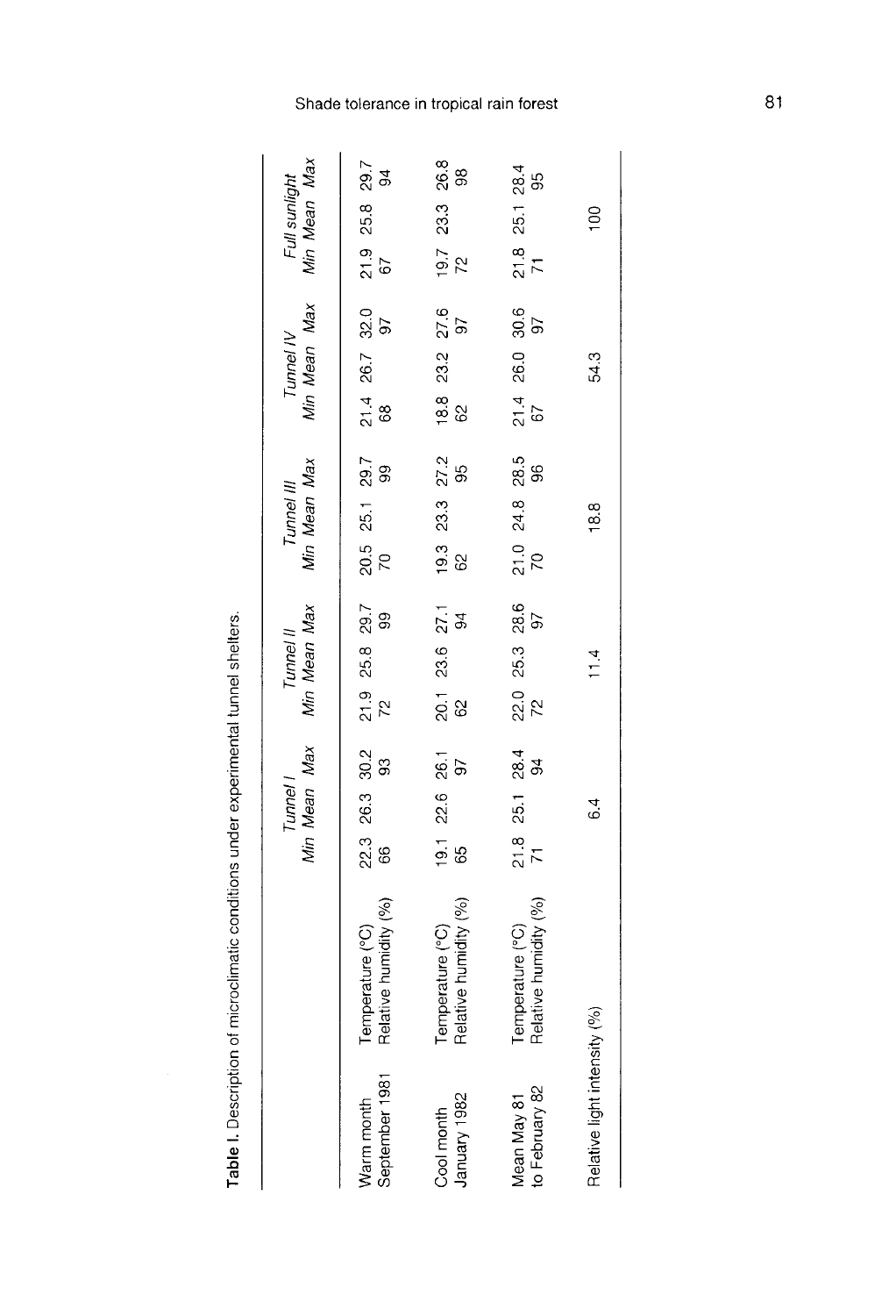**Table I.** Description of microclimatic conditions under experimental tunnel shelters.

| | | Tunnel I | | | Tunnel II | | | Tunnel III | | | Tunnel IV | | | Full sunlight | | |
|---|---|---|---|---|---|---|---|---|---|---|---|---|---|---|---|---|
| | | Min | Mean | Max | Min | Mean | Max | Min | Mean | Max | Min | Mean | Max | Min | Mean | Max |
| Warm month September 1981 | Temperature (°C) | 22.3 | 26.3 | 30.2 | 21.9 | 25.8 | 29.7 | 20.5 | 25.1 | 29.7 | 21.4 | 26.7 | 32.0 | 21.9 | 25.8 | 29.7 |
| | Relative humidity (%) | 66 | | 93 | 72 | | 99 | 70 | | 99 | 68 | | 97 | 67 | | 94 |
| Cool month January 1982 | Temperature (°C) | 19.1 | 22.6 | 26.1 | 20.1 | 23.6 | 27.1 | 19.3 | 23.3 | 27.2 | 18.8 | 23.2 | 27.6 | 19.7 | 23.3 | 26.8 |
| | Relative humidity (%) | 65 | | 97 | 62 | | 94 | 62 | | 95 | 62 | | 97 | 72 | | 98 |
| Mean May 81 to February 82 | Temperature (°C) | 21.8 | 25.1 | 28.4 | 22.0 | 25.3 | 28.6 | 21.0 | 24.8 | 28.5 | 21.4 | 26.0 | 30.6 | 21.8 | 25.1 | 28.4 |
| | Relative humidity (%) | 71 | | 94 | 72 | | 97 | 70 | | 96 | 67 | | 97 | 71 | | 95 |
| Relative light intensity (%) | | | 6.4 | | | 11.4 | | | 18.8 | | | 54.3 | | | 100 | |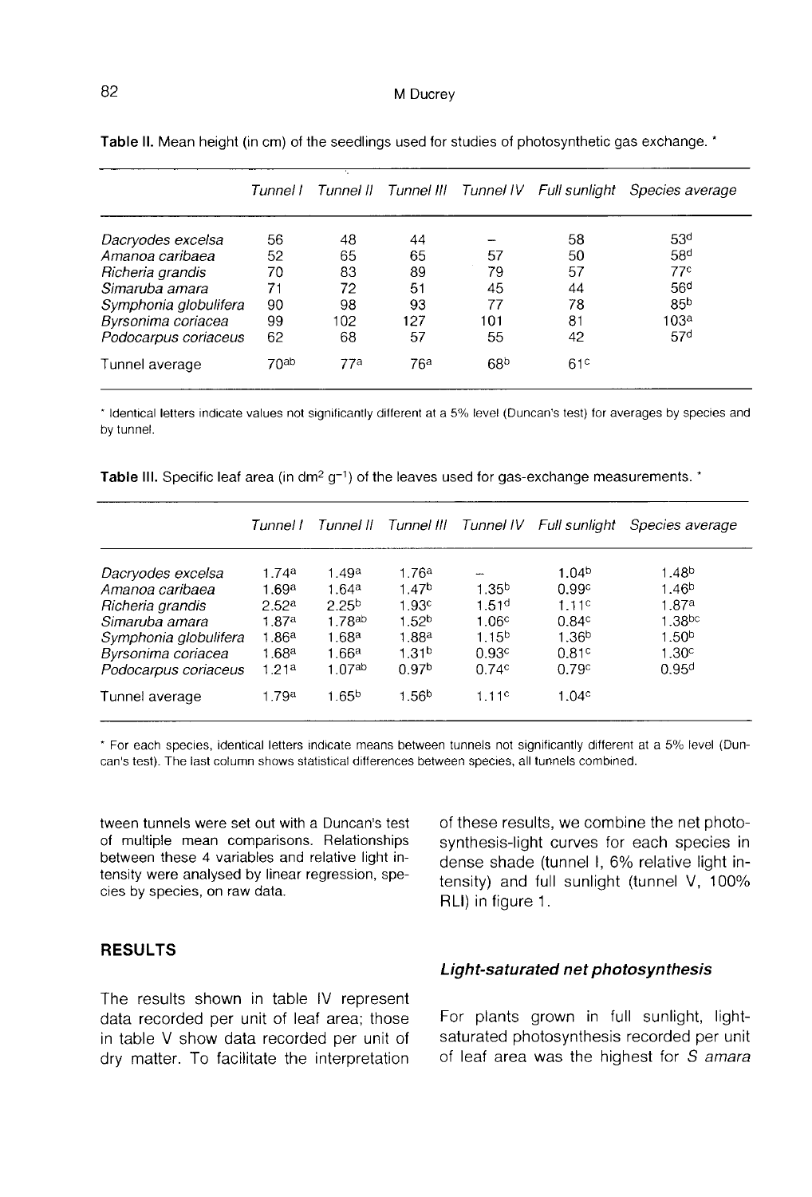**Table II.** Mean height (in cm) of the seedlings used for studies of photosynthetic gas exchange. *

| | *Tunnel I* | *Tunnel II* | *Tunnel III* | *Tunnel IV* | *Full sunlight* | *Species average* |
|---|---|---|---|---|---|---|
| *Dacryodes excelsa* | 56 | 48 | 44 | – | 58 | 53[d] |
| *Amanoa caribaea* | 52 | 65 | 65 | 57 | 50 | 58[d] |
| *Richeria grandis* | 70 | 83 | 89 | 79 | 57 | 77[c] |
| *Simaruba amara* | 71 | 72 | 51 | 45 | 44 | 56[d] |
| *Symphonia globulifera* | 90 | 98 | 93 | 77 | 78 | 85[b] |
| *Byrsonima coriacea* | 99 | 102 | 127 | 101 | 81 | 103[a] |
| *Podocarpus coriaceus* | 62 | 68 | 57 | 55 | 42 | 57[d] |
| Tunnel average | 70[ab] | 77[a] | 76[a] | 68[b] | 61[c] | |

* Identical letters indicate values not significantly different at a 5% level (Duncan's test) for averages by species and by tunnel.

**Table III.** Specific leaf area (in $dm^2\ g^{-1}$) of the leaves used for gas-exchange measurements. *

| | *Tunnel I* | *Tunnel II* | *Tunnel III* | *Tunnel IV* | *Full sunlight* | *Species average* |
|---|---|---|---|---|---|---|
| *Dacryodes excelsa* | 1.74[a] | 1.49[a] | 1.76[a] | – | 1.04[b] | 1.48[b] |
| *Amanoa caribaea* | 1.69[a] | 1.64[a] | 1.47[b] | 1.35[b] | 0.99[c] | 1.46[b] |
| *Richeria grandis* | 2.52[a] | 2.25[b] | 1.93[c] | 1.51[d] | 1.11[c] | 1.87[a] |
| *Simaruba amara* | 1.87[a] | 1.78[ab] | 1.52[b] | 1.06[c] | 0.84[c] | 1.38[bc] |
| *Symphonia globulifera* | 1.86[a] | 1.68[a] | 1.88[a] | 1.15[b] | 1.36[b] | 1.50[b] |
| *Byrsonima coriacea* | 1.68[a] | 1.66[a] | 1.31[b] | 0.93[c] | 0.81[c] | 1.30[c] |
| *Podocarpus coriaceus* | 1.21[a] | 1.07[ab] | 0.97[b] | 0.74[c] | 0.79[c] | 0.95[d] |
| Tunnel average | 1.79[a] | 1.65[b] | 1.56[b] | 1.11[c] | 1.04[c] | |

* For each species, identical letters indicate means between tunnels not significantly different at a 5% level (Duncan's test). The last column shows statistical differences between species, all tunnels combined.

tween tunnels were set out with a Duncan's test of multiple mean comparisons. Relationships between these 4 variables and relative light intensity were analysed by linear regression, species by species, on raw data.

## RESULTS

The results shown in table IV represent data recorded per unit of leaf area; those in table V show data recorded per unit of dry matter. To facilitate the interpretation of these results, we combine the net photosynthesis-light curves for each species in dense shade (tunnel I, 6% relative light intensity) and full sunlight (tunnel V, 100% RLI) in figure 1.

### *Light-saturated net photosynthesis*

For plants grown in full sunlight, light-saturated photosynthesis recorded per unit of leaf area was the highest for *S amara*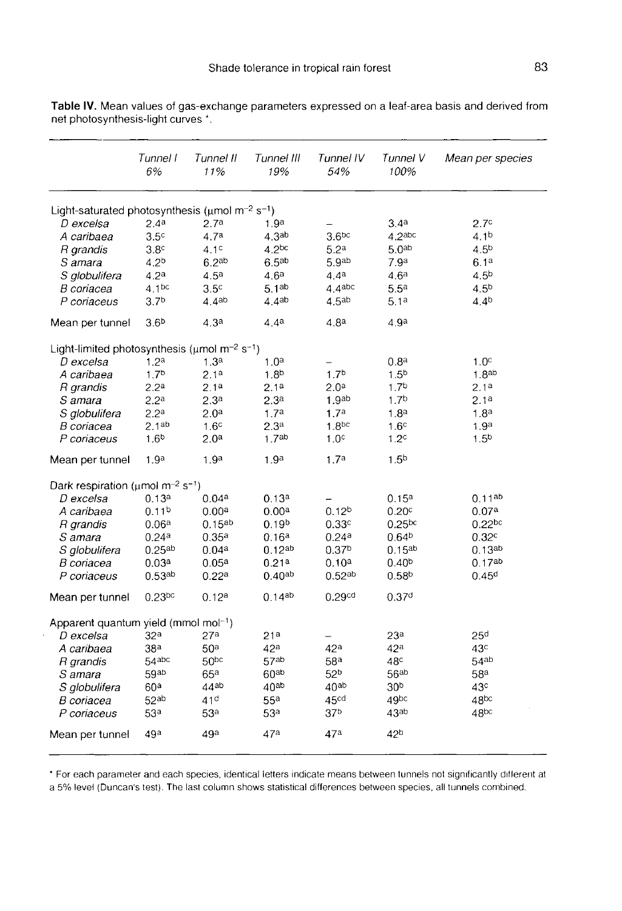**Table IV.** Mean values of gas-exchange parameters expressed on a leaf-area basis and derived from net photosynthesis-light curves *.

| | Tunnel I 6% | Tunnel II 11% | Tunnel III 19% | Tunnel IV 54% | Tunnel V 100% | Mean per species |
|---|---|---|---|---|---|---|
| Light-saturated photosynthesis (μmol m$^{-2}$ s$^{-1}$) | | | | | | |
| *D excelsa* | 2.4$^{a}$ | 2.7$^{a}$ | 1.9$^{a}$ | – | 3.4$^{a}$ | 2.7$^{c}$ |
| *A caribaea* | 3.5$^{c}$ | 4.7$^{a}$ | 4.3$^{ab}$ | 3.6$^{bc}$ | 4.2$^{abc}$ | 4.1$^{b}$ |
| *R grandis* | 3.8$^{c}$ | 4.1$^{c}$ | 4.2$^{bc}$ | 5.2$^{a}$ | 5.0$^{ab}$ | 4.5$^{b}$ |
| *S amara* | 4.2$^{b}$ | 6.2$^{ab}$ | 6.5$^{ab}$ | 5.9$^{ab}$ | 7.9$^{a}$ | 6.1$^{a}$ |
| *S globulifera* | 4.2$^{a}$ | 4.5$^{a}$ | 4.6$^{a}$ | 4.4$^{a}$ | 4.6$^{a}$ | 4.5$^{b}$ |
| *B coriacea* | 4.1$^{bc}$ | 3.5$^{c}$ | 5.1$^{ab}$ | 4.4$^{abc}$ | 5.5$^{a}$ | 4.5$^{b}$ |
| *P coriaceus* | 3.7$^{b}$ | 4.4$^{ab}$ | 4.4$^{ab}$ | 4.5$^{ab}$ | 5.1$^{a}$ | 4.4$^{b}$ |
| Mean per tunnel | 3.6$^{b}$ | 4.3$^{a}$ | 4.4$^{a}$ | 4.8$^{a}$ | 4.9$^{a}$ | |
| Light-limited photosynthesis (μmol m$^{-2}$ s$^{-1}$) | | | | | | |
| *D excelsa* | 1.2$^{a}$ | 1.3$^{a}$ | 1.0$^{a}$ | – | 0.8$^{a}$ | 1.0$^{c}$ |
| *A caribaea* | 1.7$^{b}$ | 2.1$^{a}$ | 1.8$^{b}$ | 1.7$^{b}$ | 1.5$^{b}$ | 1.8$^{ab}$ |
| *R grandis* | 2.2$^{a}$ | 2.1$^{a}$ | 2.1$^{a}$ | 2.0$^{a}$ | 1.7$^{b}$ | 2.1$^{a}$ |
| *S amara* | 2.2$^{a}$ | 2.3$^{a}$ | 2.3$^{a}$ | 1.9$^{ab}$ | 1.7$^{b}$ | 2.1$^{a}$ |
| *S globulifera* | 2.2$^{a}$ | 2.0$^{a}$ | 1.7$^{a}$ | 1.7$^{a}$ | 1.8$^{a}$ | 1.8$^{a}$ |
| *B coriacea* | 2.1$^{ab}$ | 1.6$^{c}$ | 2.3$^{a}$ | 1.8$^{bc}$ | 1.6$^{c}$ | 1.9$^{a}$ |
| *P coriaceus* | 1.6$^{b}$ | 2.0$^{a}$ | 1.7$^{ab}$ | 1.0$^{c}$ | 1.2$^{c}$ | 1.5$^{b}$ |
| Mean per tunnel | 1.9$^{a}$ | 1.9$^{a}$ | 1.9$^{a}$ | 1.7$^{a}$ | 1.5$^{b}$ | |
| Dark respiration (μmol m$^{-2}$ s$^{-1}$) | | | | | | |
| *D excelsa* | 0.13$^{a}$ | 0.04$^{a}$ | 0.13$^{a}$ | – | 0.15$^{a}$ | 0.11$^{ab}$ |
| *A caribaea* | 0.11$^{b}$ | 0.00$^{a}$ | 0.00$^{a}$ | 0.12$^{b}$ | 0.20$^{c}$ | 0.07$^{a}$ |
| *R grandis* | 0.06$^{a}$ | 0.15$^{ab}$ | 0.19$^{b}$ | 0.33$^{c}$ | 0.25$^{bc}$ | 0.22$^{bc}$ |
| *S amara* | 0.24$^{a}$ | 0.35$^{a}$ | 0.16$^{a}$ | 0.24$^{a}$ | 0.64$^{b}$ | 0.32$^{c}$ |
| *S globulifera* | 0.25$^{ab}$ | 0.04$^{a}$ | 0.12$^{ab}$ | 0.37$^{b}$ | 0.15$^{ab}$ | 0.13$^{ab}$ |
| *B coriacea* | 0.03$^{a}$ | 0.05$^{a}$ | 0.21$^{a}$ | 0.10$^{a}$ | 0.40$^{b}$ | 0.17$^{ab}$ |
| *P coriaceus* | 0.53$^{ab}$ | 0.22$^{a}$ | 0.40$^{ab}$ | 0.52$^{ab}$ | 0.58$^{b}$ | 0.45$^{d}$ |
| Mean per tunnel | 0.23$^{bc}$ | 0.12$^{a}$ | 0.14$^{ab}$ | 0.29$^{cd}$ | 0.37$^{d}$ | |
| Apparent quantum yield (mmol mol$^{-1}$) | | | | | | |
| *D excelsa* | 32$^{a}$ | 27$^{a}$ | 21$^{a}$ | – | 23$^{a}$ | 25$^{d}$ |
| *A caribaea* | 38$^{a}$ | 50$^{a}$ | 42$^{a}$ | 42$^{a}$ | 42$^{a}$ | 43$^{c}$ |
| *R grandis* | 54$^{abc}$ | 50$^{bc}$ | 57$^{ab}$ | 58$^{a}$ | 48$^{c}$ | 54$^{ab}$ |
| *S amara* | 59$^{ab}$ | 65$^{a}$ | 60$^{ab}$ | 52$^{b}$ | 56$^{ab}$ | 58$^{a}$ |
| *S globulifera* | 60$^{a}$ | 44$^{ab}$ | 40$^{ab}$ | 40$^{ab}$ | 30$^{b}$ | 43$^{c}$ |
| *B coriacea* | 52$^{ab}$ | 41$^{d}$ | 55$^{a}$ | 45$^{cd}$ | 49$^{bc}$ | 48$^{bc}$ |
| *P coriaceus* | 53$^{a}$ | 53$^{a}$ | 53$^{a}$ | 37$^{b}$ | 43$^{ab}$ | 48$^{bc}$ |
| Mean per tunnel | 49$^{a}$ | 49$^{a}$ | 47$^{a}$ | 47$^{a}$ | 42$^{b}$ | |

* For each parameter and each species, identical letters indicate means between tunnels not significantly different at a 5% level (Duncan's test). The last column shows statistical differences between species, all tunnels combined.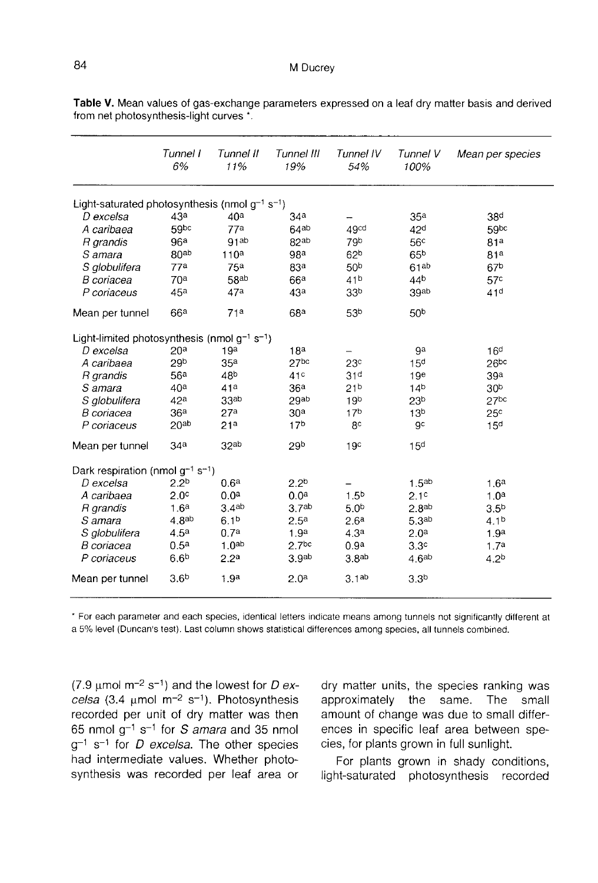**Table V.** Mean values of gas-exchange parameters expressed on a leaf dry matter basis and derived from net photosynthesis-light curves *.

| | *Tunnel I* 6% | *Tunnel II* 11% | *Tunnel III* 19% | *Tunnel IV* 54% | *Tunnel V* 100% | *Mean per species* |
|---|---|---|---|---|---|---|
| Light-saturated photosynthesis (nmol $g^{-1}$ $s^{-1}$) | | | | | | |
| *D excelsa* | 43[a] | 40[a] | 34[a] | – | 35[a] | 38[d] |
| *A caribaea* | 59[bc] | 77[a] | 64[ab] | 49[cd] | 42[d] | 59[bc] |
| *R grandis* | 96[a] | 91[ab] | 82[ab] | 79[b] | 56[c] | 81[a] |
| *S amara* | 80[ab] | 110[a] | 98[a] | 62[b] | 65[b] | 81[a] |
| *S globulifera* | 77[a] | 75[a] | 83[a] | 50[b] | 61[ab] | 67[b] |
| *B coriacea* | 70[a] | 58[ab] | 66[a] | 41[b] | 44[b] | 57[c] |
| *P coriaceus* | 45[a] | 47[a] | 43[a] | 33[b] | 39[ab] | 41[d] |
| Mean per tunnel | 66[a] | 71[a] | 68[a] | 53[b] | 50[b] | |
| Light-limited photosynthesis (nmol $g^{-1}$ $s^{-1}$) | | | | | | |
| *D excelsa* | 20[a] | 19[a] | 18[a] | – | 9[a] | 16[d] |
| *A caribaea* | 29[b] | 35[a] | 27[bc] | 23[c] | 15[d] | 26[bc] |
| *R grandis* | 56[a] | 48[b] | 41[c] | 31[d] | 19[e] | 39[a] |
| *S amara* | 40[a] | 41[a] | 36[a] | 21[b] | 14[b] | 30[b] |
| *S globulifera* | 42[a] | 33[ab] | 29[ab] | 19[b] | 23[b] | 27[bc] |
| *B coriacea* | 36[a] | 27[a] | 30[a] | 17[b] | 13[b] | 25[c] |
| *P coriaceus* | 20[ab] | 21[a] | 17[b] | 8[c] | 9[c] | 15[d] |
| Mean per tunnel | 34[a] | 32[ab] | 29[b] | 19[c] | 15[d] | |
| Dark respiration (nmol $g^{-1}$ $s^{-1}$) | | | | | | |
| *D excelsa* | 2.2[b] | 0.6[a] | 2.2[b] | – | 1.5[ab] | 1.6[a] |
| *A caribaea* | 2.0[c] | 0.0[a] | 0.0[a] | 1.5[b] | 2.1[c] | 1.0[a] |
| *R grandis* | 1.6[a] | 3.4[ab] | 3.7[ab] | 5.0[b] | 2.8[ab] | 3.5[b] |
| *S amara* | 4.8[ab] | 6.1[b] | 2.5[a] | 2.6[a] | 5.3[ab] | 4.1[b] |
| *S globulifera* | 4.5[a] | 0.7[a] | 1.9[a] | 4.3[a] | 2.0[a] | 1.9[a] |
| *B coriacea* | 0.5[a] | 1.0[ab] | 2.7[bc] | 0.9[a] | 3.3[c] | 1.7[a] |
| *P coriaceus* | 6.6[b] | 2.2[a] | 3.9[ab] | 3.8[ab] | 4.6[ab] | 4.2[b] |
| Mean per tunnel | 3.6[b] | 1.9[a] | 2.0[a] | 3.1[ab] | 3.3[b] | |

* For each parameter and each species, identical letters indicate means among tunnels not significantly different at a 5% level (Duncan's test). Last column shows statistical differences among species, all tunnels combined.

(7.9 μmol $m^{-2}$ $s^{-1}$) and the lowest for *D excelsa* (3.4 μmol $m^{-2}$ $s^{-1}$). Photosynthesis recorded per unit of dry matter was then 65 nmol $g^{-1}$ $s^{-1}$ for *S amara* and 35 nmol $g^{-1}$ $s^{-1}$ for *D excelsa*. The other species had intermediate values. Whether photosynthesis was recorded per leaf area or dry matter units, the species ranking was approximately the same. The small amount of change was due to small differences in specific leaf area between species, for plants grown in full sunlight.

For plants grown in shady conditions, light-saturated photosynthesis recorded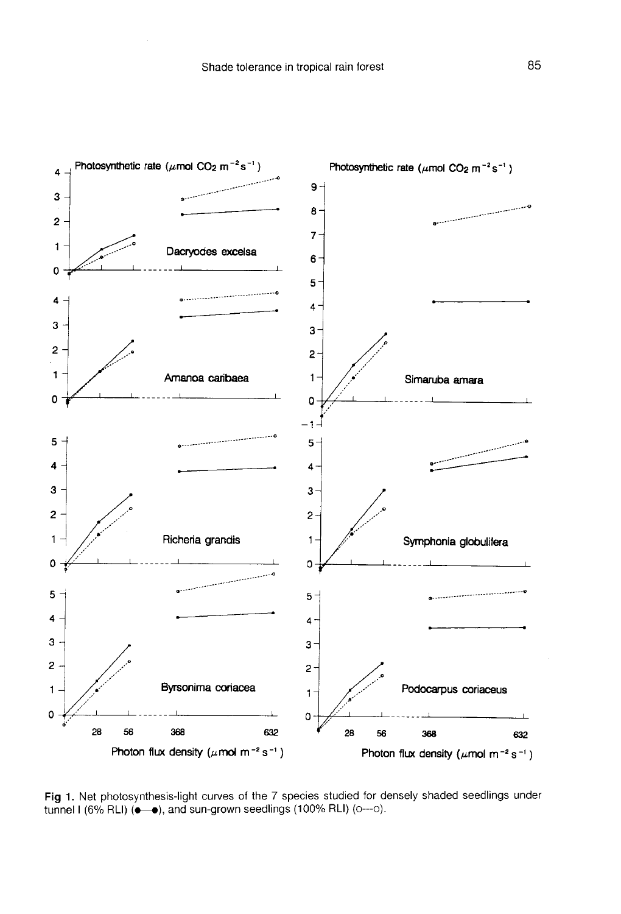**Fig 1.** Net photosynthesis-light curves of the 7 species studied for densely shaded seedlings under tunnel I (6% RLI) (●—●), and sun-grown seedlings (100% RLI) (o---o).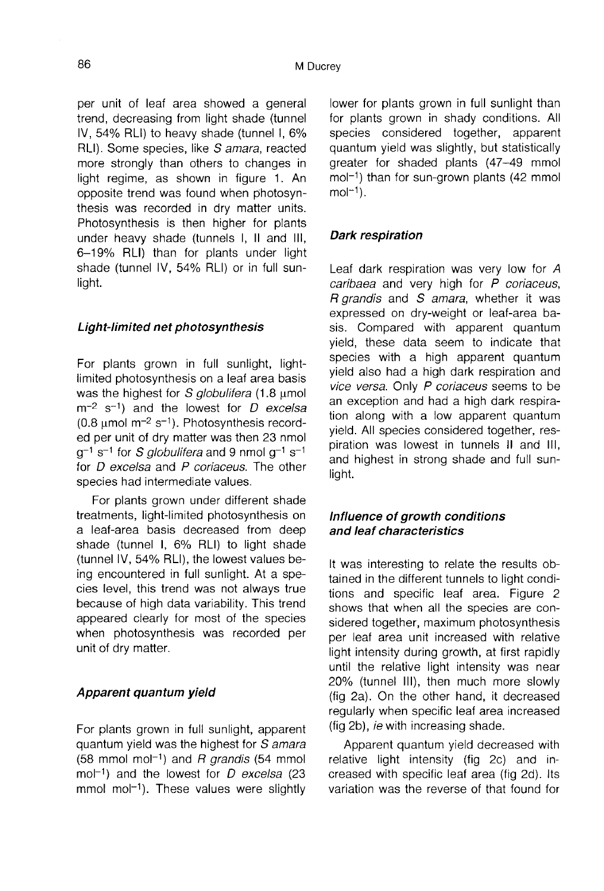per unit of leaf area showed a general trend, decreasing from light shade (tunnel IV, 54% RLI) to heavy shade (tunnel I, 6% RLI). Some species, like *S amara*, reacted more strongly than others to changes in light regime, as shown in figure 1. An opposite trend was found when photosynthesis was recorded in dry matter units. Photosynthesis is then higher for plants under heavy shade (tunnels I, II and III, 6–19% RLI) than for plants under light shade (tunnel IV, 54% RLI) or in full sunlight.

### *Light-limited net photosynthesis*

For plants grown in full sunlight, light-limited photosynthesis on a leaf area basis was the highest for *S globulifera* (1.8 μmol $m^{-2}$ $s^{-1}$) and the lowest for *D excelsa* (0.8 μmol $m^{-2}$ $s^{-1}$). Photosynthesis recorded per unit of dry matter was then 23 nmol $g^{-1}$ $s^{-1}$ for *S globulifera* and 9 nmol $g^{-1}$ $s^{-1}$ for *D excelsa* and *P coriaceus*. The other species had intermediate values.

For plants grown under different shade treatments, light-limited photosynthesis on a leaf-area basis decreased from deep shade (tunnel I, 6% RLI) to light shade (tunnel IV, 54% RLI), the lowest values being encountered in full sunlight. At a species level, this trend was not always true because of high data variability. This trend appeared clearly for most of the species when photosynthesis was recorded per unit of dry matter.

### *Apparent quantum yield*

For plants grown in full sunlight, apparent quantum yield was the highest for *S amara* (58 mmol $mol^{-1}$) and *R grandis* (54 mmol $mol^{-1}$) and the lowest for *D excelsa* (23 mmol $mol^{-1}$). These values were slightly lower for plants grown in full sunlight than for plants grown in shady conditions. All species considered together, apparent quantum yield was slightly, but statistically greater for shaded plants (47–49 mmol $mol^{-1}$) than for sun-grown plants (42 mmol $mol^{-1}$).

### *Dark respiration*

Leaf dark respiration was very low for *A caribaea* and very high for *P coriaceus*, *R grandis* and *S amara*, whether it was expressed on dry-weight or leaf-area basis. Compared with apparent quantum yield, these data seem to indicate that species with a high apparent quantum yield also had a high dark respiration and *vice versa*. Only *P coriaceus* seems to be an exception and had a high dark respiration along with a low apparent quantum yield. All species considered together, respiration was lowest in tunnels II and III, and highest in strong shade and full sunlight.

### *Influence of growth conditions and leaf characteristics*

It was interesting to relate the results obtained in the different tunnels to light conditions and specific leaf area. Figure 2 shows that when all the species are considered together, maximum photosynthesis per leaf area unit increased with relative light intensity during growth, at first rapidly until the relative light intensity was near 20% (tunnel III), then much more slowly (fig 2a). On the other hand, it decreased regularly when specific leaf area increased (fig 2b), *ie* with increasing shade.

Apparent quantum yield decreased with relative light intensity (fig 2c) and increased with specific leaf area (fig 2d). Its variation was the reverse of that found for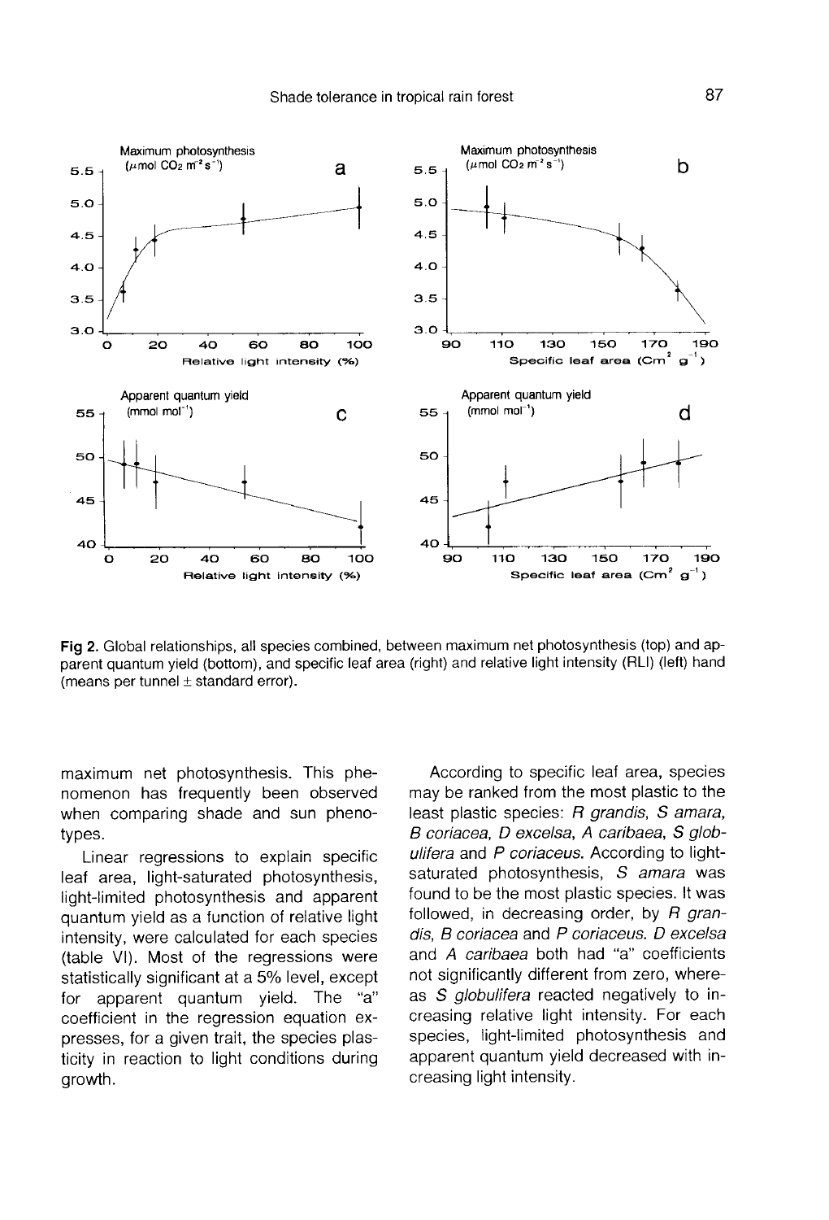Fig 2. Global relationships, all species combined, between maximum net photosynthesis (top) and apparent quantum yield (bottom), and specific leaf area (right) and relative light intensity (RLI) (left) hand (means per tunnel ± standard error).

maximum net photosynthesis. This phenomenon has frequently been observed when comparing shade and sun phenotypes.

Linear regressions to explain specific leaf area, light-saturated photosynthesis, light-limited photosynthesis and apparent quantum yield as a function of relative light intensity, were calculated for each species (table VI). Most of the regressions were statistically significant at a 5% level, except for apparent quantum yield. The "a" coefficient in the regression equation expresses, for a given trait, the species plasticity in reaction to light conditions during growth.

According to specific leaf area, species may be ranked from the most plastic to the least plastic species: *R grandis*, *S amara*, *B coriacea*, *D excelsa*, *A caribaea*, *S globulifera* and *P coriaceus*. According to light-saturated photosynthesis, *S amara* was found to be the most plastic species. It was followed, in decreasing order, by *R grandis*, *B coriacea* and *P coriaceus*. *D excelsa* and *A caribaea* both had "a" coefficients not significantly different from zero, whereas *S globulifera* reacted negatively to increasing relative light intensity. For each species, light-limited photosynthesis and apparent quantum yield decreased with increasing light intensity.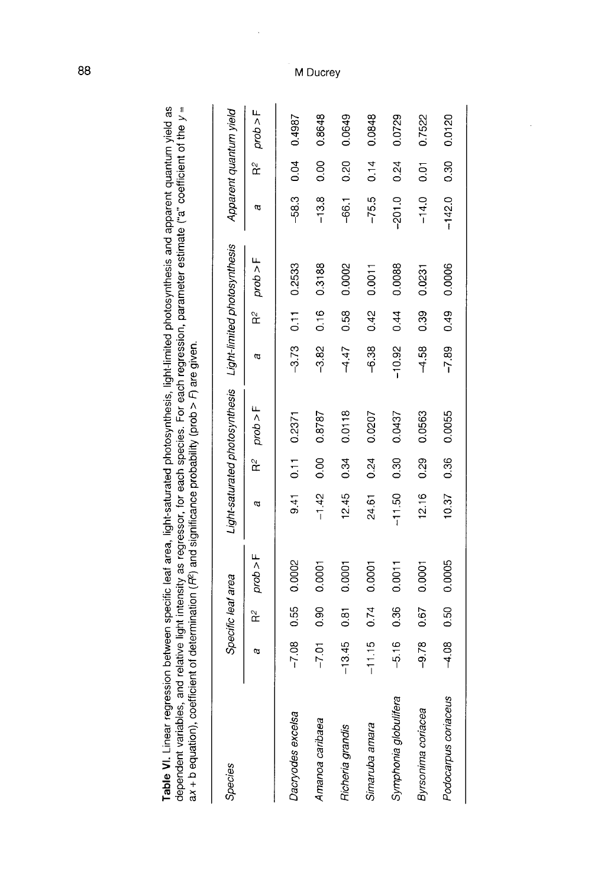**Table VI.** Linear regression between specific leaf area, light-saturated photosynthesis, light-limited photosynthesis and apparent quantum yield as dependent variables, and relative light intensity as regressor, for each species. For each regression, parameter estimate ("a" coefficient of the $y = ax + b$ equation), coefficient of determination ($R^2$) and significance probability ($prob > F$) are given.

| Species | Specific leaf area | | | Light-saturated photosynthesis | | | Light-limited photosynthesis | | | Apparent quantum yield | | |
|---|---|---|---|---|---|---|---|---|---|---|---|---|
| | *a* | $R^2$ | *prob > F* | *a* | $R^2$ | *prob > F* | *a* | $R^2$ | *prob > F* | *a* | $R^2$ | *prob > F* |
| *Dacryodes excelsa* | −7.08 | 0.55 | 0.0002 | 9.41 | 0.11 | 0.2371 | −3.73 | 0.11 | 0.2533 | −58.3 | 0.04 | 0.4987 |
| *Amanoa caribaea* | −7.01 | 0.90 | 0.0001 | −1.42 | 0.00 | 0.8787 | −3.82 | 0.16 | 0.3188 | −13.8 | 0.00 | 0.8648 |
| *Richeria grandis* | −13.45 | 0.81 | 0.0001 | 12.45 | 0.34 | 0.0118 | −4.47 | 0.58 | 0.0002 | −66.1 | 0.20 | 0.0649 |
| *Simaruba amara* | −11.15 | 0.74 | 0.0001 | 24.61 | 0.24 | 0.0207 | −6.38 | 0.42 | 0.0011 | −75.5 | 0.14 | 0.0848 |
| *Symphonia globulifera* | −5.16 | 0.36 | 0.0011 | −11.50 | 0.30 | 0.0437 | −10.92 | 0.44 | 0.0088 | −201.0 | 0.24 | 0.0729 |
| *Byrsonima coriacea* | −9.78 | 0.67 | 0.0001 | 12.16 | 0.29 | 0.0563 | −4.58 | 0.39 | 0.0231 | −14.0 | 0.01 | 0.7522 |
| *Podocarpus coriaceus* | −4.08 | 0.50 | 0.0005 | 10.37 | 0.36 | 0.0055 | −7.89 | 0.49 | 0.0006 | −142.0 | 0.30 | 0.0120 |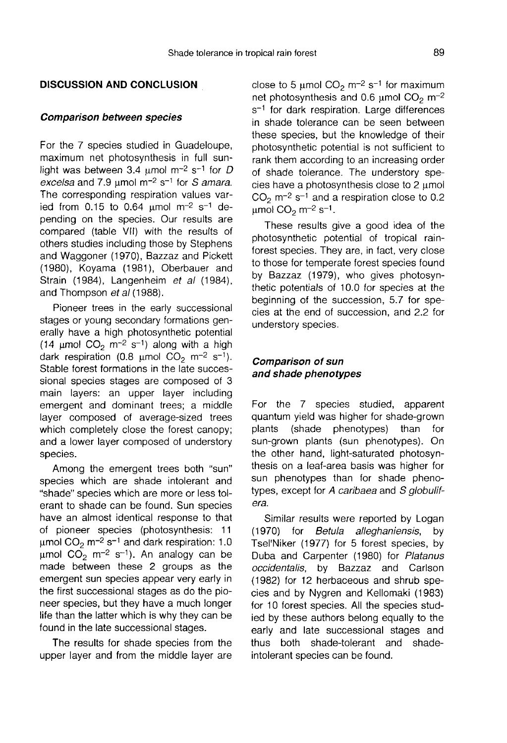## DISCUSSION AND CONCLUSION

### Comparison between species

For the 7 species studied in Guadeloupe, maximum net photosynthesis in full sunlight was between 3.4 μmol $m^{-2}$ $s^{-1}$ for *D excelsa* and 7.9 μmol $m^{-2}$ $s^{-1}$ for *S amara*. The corresponding respiration values varied from 0.15 to 0.64 μmol $m^{-2}$ $s^{-1}$ depending on the species. Our results are compared (table VII) with the results of others studies including those by Stephens and Waggoner (1970), Bazzaz and Pickett (1980), Koyama (1981), Oberbauer and Strain (1984), Langenheim *et al* (1984), and Thompson *et al* (1988).

Pioneer trees in the early successional stages or young secondary formations generally have a high photosynthetic potential (14 μmol $CO_2$ $m^{-2}$ $s^{-1}$) along with a high dark respiration (0.8 μmol $CO_2$ $m^{-2}$ $s^{-1}$). Stable forest formations in the late successional species stages are composed of 3 main layers: an upper layer including emergent and dominant trees; a middle layer composed of average-sized trees which completely close the forest canopy; and a lower layer composed of understory species.

Among the emergent trees both "sun" species which are shade intolerant and "shade" species which are more or less tolerant to shade can be found. Sun species have an almost identical response to that of pioneer species (photosynthesis: 11 μmol $CO_2$ $m^{-2}$ $s^{-1}$ and dark respiration: 1.0 μmol $CO_2$ $m^{-2}$ $s^{-1}$). An analogy can be made between these 2 groups as the emergent sun species appear very early in the first successional stages as do the pioneer species, but they have a much longer life than the latter which is why they can be found in the late successional stages.

The results for shade species from the upper layer and from the middle layer are close to 5 μmol $CO_2$ $m^{-2}$ $s^{-1}$ for maximum net photosynthesis and 0.6 μmol $CO_2$ $m^{-2}$ $s^{-1}$ for dark respiration. Large differences in shade tolerance can be seen between these species, but the knowledge of their photosynthetic potential is not sufficient to rank them according to an increasing order of shade tolerance. The understory species have a photosynthesis close to 2 μmol $CO_2$ $m^{-2}$ $s^{-1}$ and a respiration close to 0.2 μmol $CO_2$ $m^{-2}$ $s^{-1}$.

These results give a good idea of the photosynthetic potential of tropical rainforest species. They are, in fact, very close to those for temperate forest species found by Bazzaz (1979), who gives photosynthetic potentials of 10.0 for species at the beginning of the succession, 5.7 for species at the end of succession, and 2.2 for understory species.

### Comparison of sun and shade phenotypes

For the 7 species studied, apparent quantum yield was higher for shade-grown plants (shade phenotypes) than for sun-grown plants (sun phenotypes). On the other hand, light-saturated photosynthesis on a leaf-area basis was higher for sun phenotypes than for shade phenotypes, except for *A caribaea* and *S globulifera*.

Similar results were reported by Logan (1970) for *Betula alleghaniensis*, by Tsel'Niker (1977) for 5 forest species, by Duba and Carpenter (1980) for *Platanus occidentalis*, by Bazzaz and Carlson (1982) for 12 herbaceous and shrub species and by Nygren and Kellomaki (1983) for 10 forest species. All the species studied by these authors belong equally to the early and late successional stages and thus both shade-tolerant and shade-intolerant species can be found.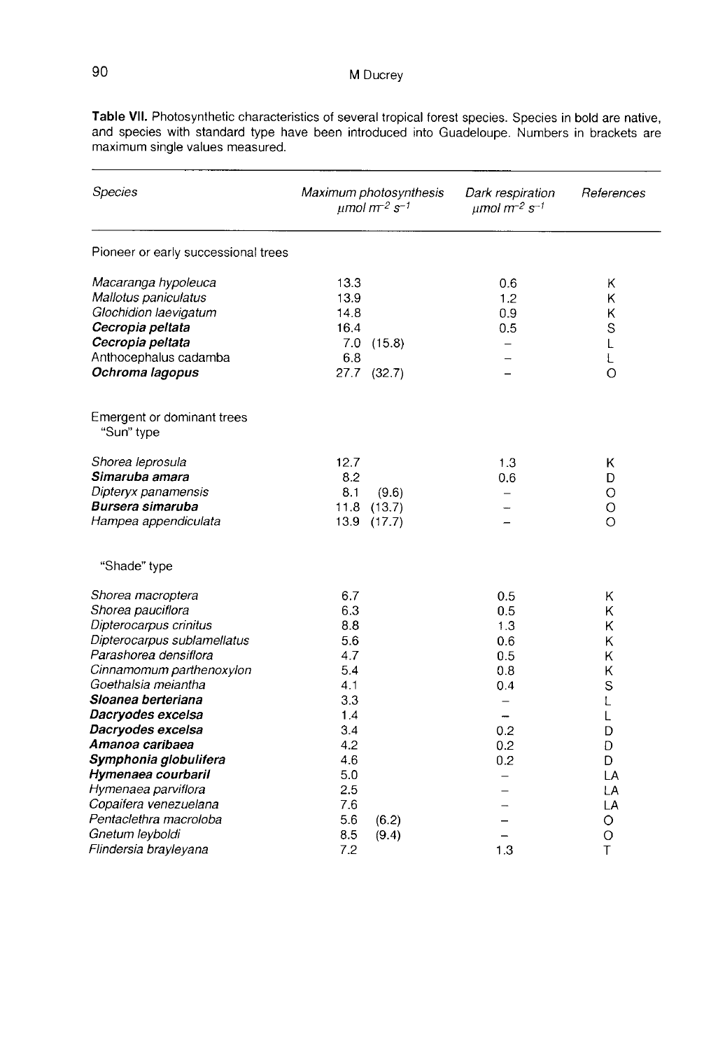**Table VII.** Photosynthetic characteristics of several tropical forest species. Species in bold are native, and species with standard type have been introduced into Guadeloupe. Numbers in brackets are maximum single values measured.

| *Species* | *Maximum photosynthesis* $\mu mol\ m^{-2}\ s^{-1}$ | *Dark respiration* $\mu mol\ m^{-2}\ s^{-1}$ | *References* |
|---|---|---|---|
| Pioneer or early successional trees | | | |
| *Macaranga hypoleuca* | 13.3 | 0.6 | K |
| *Mallotus paniculatus* | 13.9 | 1.2 | K |
| *Glochidion laevigatum* | 14.8 | 0.9 | K |
| ***Cecropia peltata*** | 16.4 | 0.5 | S |
| ***Cecropia peltata*** | 7.0 (15.8) | – | L |
| *Anthocephalus cadamba* | 6.8 | – | L |
| ***Ochroma lagopus*** | 27.7 (32.7) | – | O |
| Emergent or dominant trees | | | |
| "Sun" type | | | |
| *Shorea leprosula* | 12.7 | 1.3 | K |
| ***Simaruba amara*** | 8.2 | 0.6 | D |
| *Dipteryx panamensis* | 8.1 (9.6) | – | O |
| ***Bursera simaruba*** | 11.8 (13.7) | – | O |
| *Hampea appendiculata* | 13.9 (17.7) | – | O |
| "Shade" type | | | |
| *Shorea macroptera* | 6.7 | 0.5 | K |
| *Shorea pauciflora* | 6.3 | 0.5 | K |
| *Dipterocarpus crinitus* | 8.8 | 1.3 | K |
| *Dipterocarpus sublamellatus* | 5.6 | 0.6 | K |
| *Parashorea densiflora* | 4.7 | 0.5 | K |
| *Cinnamomum parthenoxylon* | 5.4 | 0.8 | K |
| *Goethalsia meiantha* | 4.1 | 0.4 | S |
| ***Sloanea berteriana*** | 3.3 | – | L |
| ***Dacryodes excelsa*** | 1.4 | – | L |
| ***Dacryodes excelsa*** | 3.4 | 0.2 | D |
| ***Amanoa caribaea*** | 4.2 | 0.2 | D |
| ***Symphonia globulifera*** | 4.6 | 0.2 | D |
| ***Hymenaea courbaril*** | 5.0 | – | LA |
| *Hymenaea parviflora* | 2.5 | – | LA |
| *Copaifera venezuelana* | 7.6 | – | LA |
| *Pentaclethra macroloba* | 5.6 (6.2) | – | O |
| *Gnetum leyboldi* | 8.5 (9.4) | – | O |
| *Flindersia brayleyana* | 7.2 | 1.3 | T |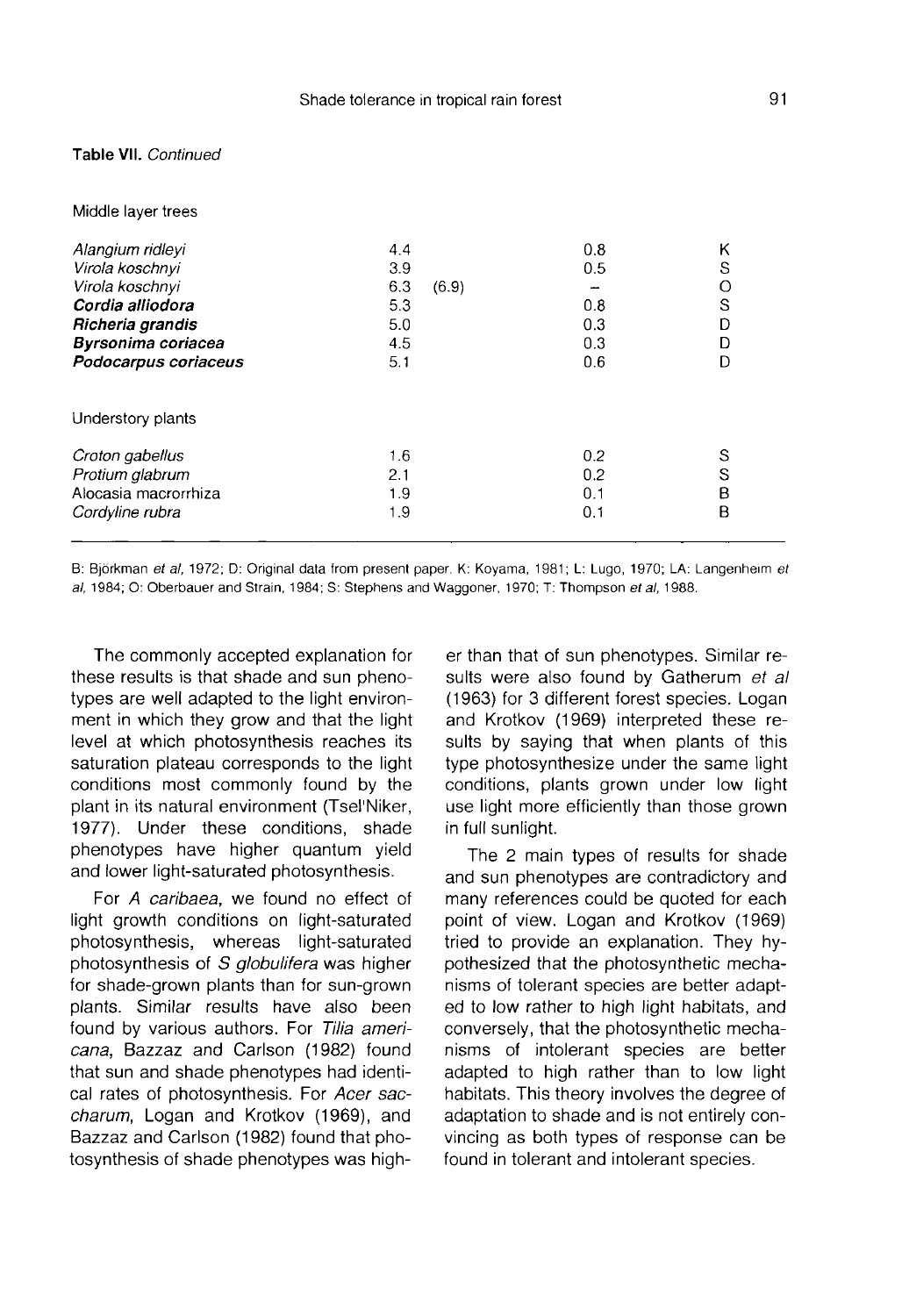**Table VII.** *Continued*

| | | | | |
|---|---|---|---|---|
| Middle layer trees | | | | |
| *Alangium ridleyi* | 4.4 | | 0.8 | K |
| *Virola koschnyi* | 3.9 | | 0.5 | S |
| *Virola koschnyi* | 6.3 | (6.9) | – | O |
| ***Cordia alliodora*** | 5.3 | | 0.8 | S |
| ***Richeria grandis*** | 5.0 | | 0.3 | D |
| ***Byrsonima coriacea*** | 4.5 | | 0.3 | D |
| ***Podocarpus coriaceus*** | 5.1 | | 0.6 | D |
| Understory plants | | | | |
| *Croton gabellus* | 1.6 | | 0.2 | S |
| *Protium glabrum* | 2.1 | | 0.2 | S |
| Alocasia macrorrhiza | 1.9 | | 0.1 | B |
| Cordyline rubra | 1.9 | | 0.1 | B |

B: Björkman *et al*, 1972; D: Original data from present paper. K: Koyama, 1981; L: Lugo, 1970; LA: Langenheim *et al*, 1984; O: Oberbauer and Strain, 1984; S: Stephens and Waggoner, 1970; T: Thompson *et al*, 1988.

The commonly accepted explanation for these results is that shade and sun phenotypes are well adapted to the light environment in which they grow and that the light level at which photosynthesis reaches its saturation plateau corresponds to the light conditions most commonly found by the plant in its natural environment (Tsel'Niker, 1977). Under these conditions, shade phenotypes have higher quantum yield and lower light-saturated photosynthesis.

For *A caribaea*, we found no effect of light growth conditions on light-saturated photosynthesis, whereas light-saturated photosynthesis of *S globulifera* was higher for shade-grown plants than for sun-grown plants. Similar results have also been found by various authors. For *Tilia americana*, Bazzaz and Carlson (1982) found that sun and shade phenotypes had identical rates of photosynthesis. For *Acer saccharum*, Logan and Krotkov (1969), and Bazzaz and Carlson (1982) found that photosynthesis of shade phenotypes was higher than that of sun phenotypes. Similar results were also found by Gatherum *et al* (1963) for 3 different forest species. Logan and Krotkov (1969) interpreted these results by saying that when plants of this type photosynthesize under the same light conditions, plants grown under low light use light more efficiently than those grown in full sunlight.

The 2 main types of results for shade and sun phenotypes are contradictory and many references could be quoted for each point of view. Logan and Krotkov (1969) tried to provide an explanation. They hypothesized that the photosynthetic mechanisms of tolerant species are better adapted to low rather to high light habitats, and conversely, that the photosynthetic mechanisms of intolerant species are better adapted to high rather than to low light habitats. This theory involves the degree of adaptation to shade and is not entirely convincing as both types of response can be found in tolerant and intolerant species.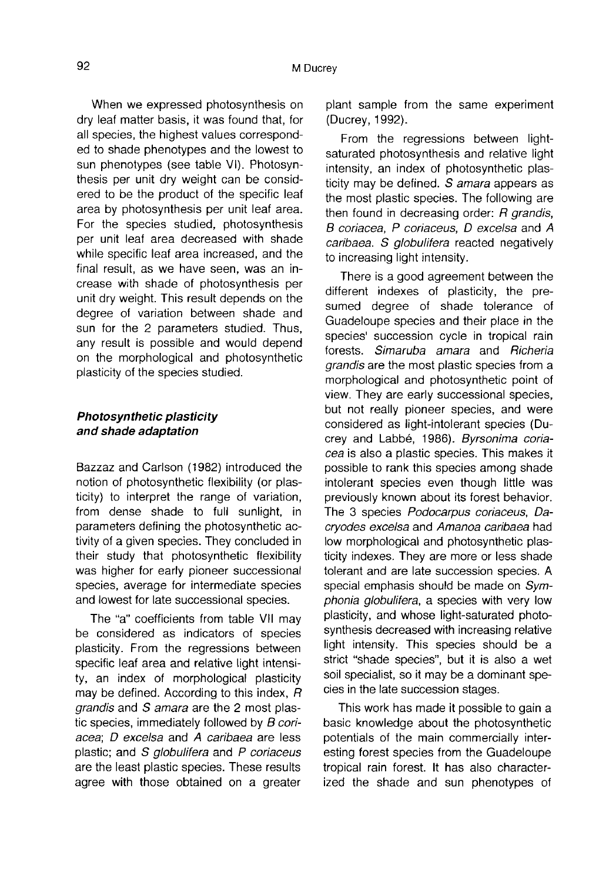When we expressed photosynthesis on dry leaf matter basis, it was found that, for all species, the highest values corresponded to shade phenotypes and the lowest to sun phenotypes (see table VI). Photosynthesis per unit dry weight can be considered to be the product of the specific leaf area by photosynthesis per unit leaf area. For the species studied, photosynthesis per unit leaf area decreased with shade while specific leaf area increased, and the final result, as we have seen, was an increase with shade of photosynthesis per unit dry weight. This result depends on the degree of variation between shade and sun for the 2 parameters studied. Thus, any result is possible and would depend on the morphological and photosynthetic plasticity of the species studied.

### *Photosynthetic plasticity and shade adaptation*

Bazzaz and Carlson (1982) introduced the notion of photosynthetic flexibility (or plasticity) to interpret the range of variation, from dense shade to full sunlight, in parameters defining the photosynthetic activity of a given species. They concluded in their study that photosynthetic flexibility was higher for early pioneer successional species, average for intermediate species and lowest for late successional species.

The "a" coefficients from table VII may be considered as indicators of species plasticity. From the regressions between specific leaf area and relative light intensity, an index of morphological plasticity may be defined. According to this index, *R grandis* and *S amara* are the 2 most plastic species, immediately followed by *B coriacea*; *D excelsa* and *A caribaea* are less plastic; and *S globulifera* and *P coriaceus* are the least plastic species. These results agree with those obtained on a greater plant sample from the same experiment (Ducrey, 1992).

From the regressions between light-saturated photosynthesis and relative light intensity, an index of photosynthetic plasticity may be defined. *S amara* appears as the most plastic species. The following are then found in decreasing order: *R grandis*, *B coriacea*, *P coriaceus*, *D excelsa* and *A caribaea*. *S globulifera* reacted negatively to increasing light intensity.

There is a good agreement between the different indexes of plasticity, the presumed degree of shade tolerance of Guadeloupe species and their place in the species' succession cycle in tropical rain forests. *Simaruba amara* and *Richeria grandis* are the most plastic species from a morphological and photosynthetic point of view. They are early successional species, but not really pioneer species, and were considered as light-intolerant species (Ducrey and Labbé, 1986). *Byrsonima coriacea* is also a plastic species. This makes it possible to rank this species among shade intolerant species even though little was previously known about its forest behavior. The 3 species *Podocarpus coriaceus*, *Dacryodes excelsa* and *Amanoa caribaea* had low morphological and photosynthetic plasticity indexes. They are more or less shade tolerant and are late succession species. A special emphasis should be made on *Symphonia globulifera*, a species with very low plasticity, and whose light-saturated photosynthesis decreased with increasing relative light intensity. This species should be a strict "shade species", but it is also a wet soil specialist, so it may be a dominant species in the late succession stages.

This work has made it possible to gain a basic knowledge about the photosynthetic potentials of the main commercially interesting forest species from the Guadeloupe tropical rain forest. It has also characterized the shade and sun phenotypes of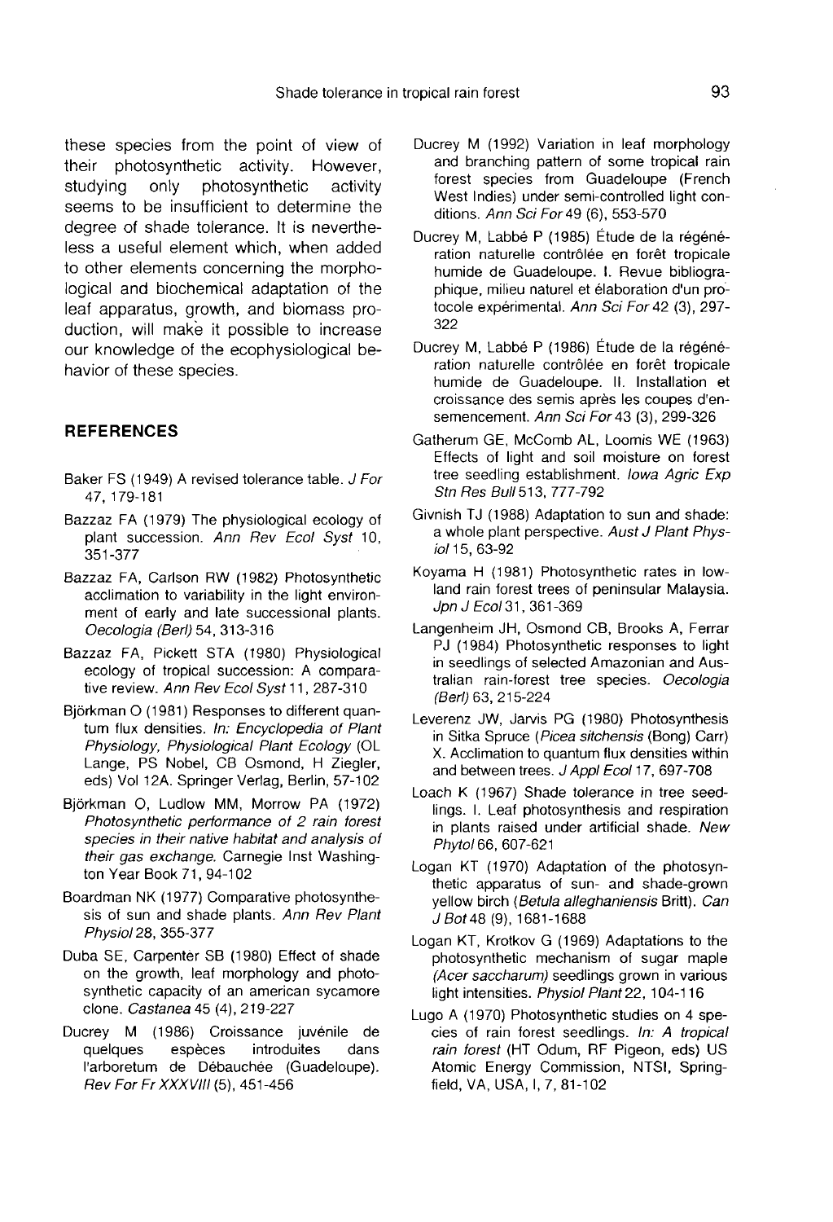these species from the point of view of their photosynthetic activity. However, studying only photosynthetic activity seems to be insufficient to determine the degree of shade tolerance. It is nevertheless a useful element which, when added to other elements concerning the morphological and biochemical adaptation of the leaf apparatus, growth, and biomass production, will make it possible to increase our knowledge of the ecophysiological behavior of these species.

## REFERENCES

Baker FS (1949) A revised tolerance table. *J For* 47, 179-181

Bazzaz FA (1979) The physiological ecology of plant succession. *Ann Rev Ecol Syst* 10, 351-377

Bazzaz FA, Carlson RW (1982) Photosynthetic acclimation to variability in the light environment of early and late successional plants. *Oecologia (Berl)* 54, 313-316

Bazzaz FA, Pickett STA (1980) Physiological ecology of tropical succession: A comparative review. *Ann Rev Ecol Syst* 11, 287-310

Björkman O (1981) Responses to different quantum flux densities. *In: Encyclopedia of Plant Physiology, Physiological Plant Ecology* (OL Lange, PS Nobel, CB Osmond, H Ziegler, eds) Vol 12A. Springer Verlag, Berlin, 57-102

Björkman O, Ludlow MM, Morrow PA (1972) *Photosynthetic performance of 2 rain forest species in their native habitat and analysis of their gas exchange.* Carnegie Inst Washington Year Book 71, 94-102

Boardman NK (1977) Comparative photosynthesis of sun and shade plants. *Ann Rev Plant Physiol* 28, 355-377

Duba SE, Carpenter SB (1980) Effect of shade on the growth, leaf morphology and photosynthetic capacity of an american sycamore clone. *Castanea* 45 (4), 219-227

Ducrey M (1986) Croissance juvénile de quelques espèces introduites dans l'arboretum de Débauchée (Guadeloupe). *Rev For Fr XXXVIII* (5), 451-456

Ducrey M (1992) Variation in leaf morphology and branching pattern of some tropical rain forest species from Guadeloupe (French West Indies) under semi-controlled light conditions. *Ann Sci For* 49 (6), 553-570

Ducrey M, Labbé P (1985) Étude de la régénération naturelle contrôlée en forêt tropicale humide de Guadeloupe. I. Revue bibliographique, milieu naturel et élaboration d'un protocole expérimental. *Ann Sci For* 42 (3), 297-322

Ducrey M, Labbé P (1986) Étude de la régénération naturelle contrôlée en forêt tropicale humide de Guadeloupe. II. Installation et croissance des semis après les coupes d'ensemencement. *Ann Sci For* 43 (3), 299-326

Gatherum GE, McComb AL, Loomis WE (1963) Effects of light and soil moisture on forest tree seedling establishment. *Iowa Agric Exp Stn Res Bull* 513, 777-792

Givnish TJ (1988) Adaptation to sun and shade: a whole plant perspective. *Aust J Plant Physiol* 15, 63-92

Koyama H (1981) Photosynthetic rates in lowland rain forest trees of peninsular Malaysia. *Jpn J Ecol* 31, 361-369

Langenheim JH, Osmond CB, Brooks A, Ferrar PJ (1984) Photosynthetic responses to light in seedlings of selected Amazonian and Australian rain-forest tree species. *Oecologia (Berl)* 63, 215-224

Leverenz JW, Jarvis PG (1980) Photosynthesis in Sitka Spruce (*Picea sitchensis* (Bong) Carr) X. Acclimation to quantum flux densities within and between trees. *J Appl Ecol* 17, 697-708

Loach K (1967) Shade tolerance in tree seedlings. I. Leaf photosynthesis and respiration in plants raised under artificial shade. *New Phytol* 66, 607-621

Logan KT (1970) Adaptation of the photosynthetic apparatus of sun- and shade-grown yellow birch (*Betula alleghaniensis* Britt). *Can J Bot* 48 (9), 1681-1688

Logan KT, Krotkov G (1969) Adaptations to the photosynthetic mechanism of sugar maple (*Acer saccharum*) seedlings grown in various light intensities. *Physiol Plant* 22, 104-116

Lugo A (1970) Photosynthetic studies on 4 species of rain forest seedlings. *In: A tropical rain forest* (HT Odum, RF Pigeon, eds) US Atomic Energy Commission, NTSI, Springfield, VA, USA, I, 7, 81-102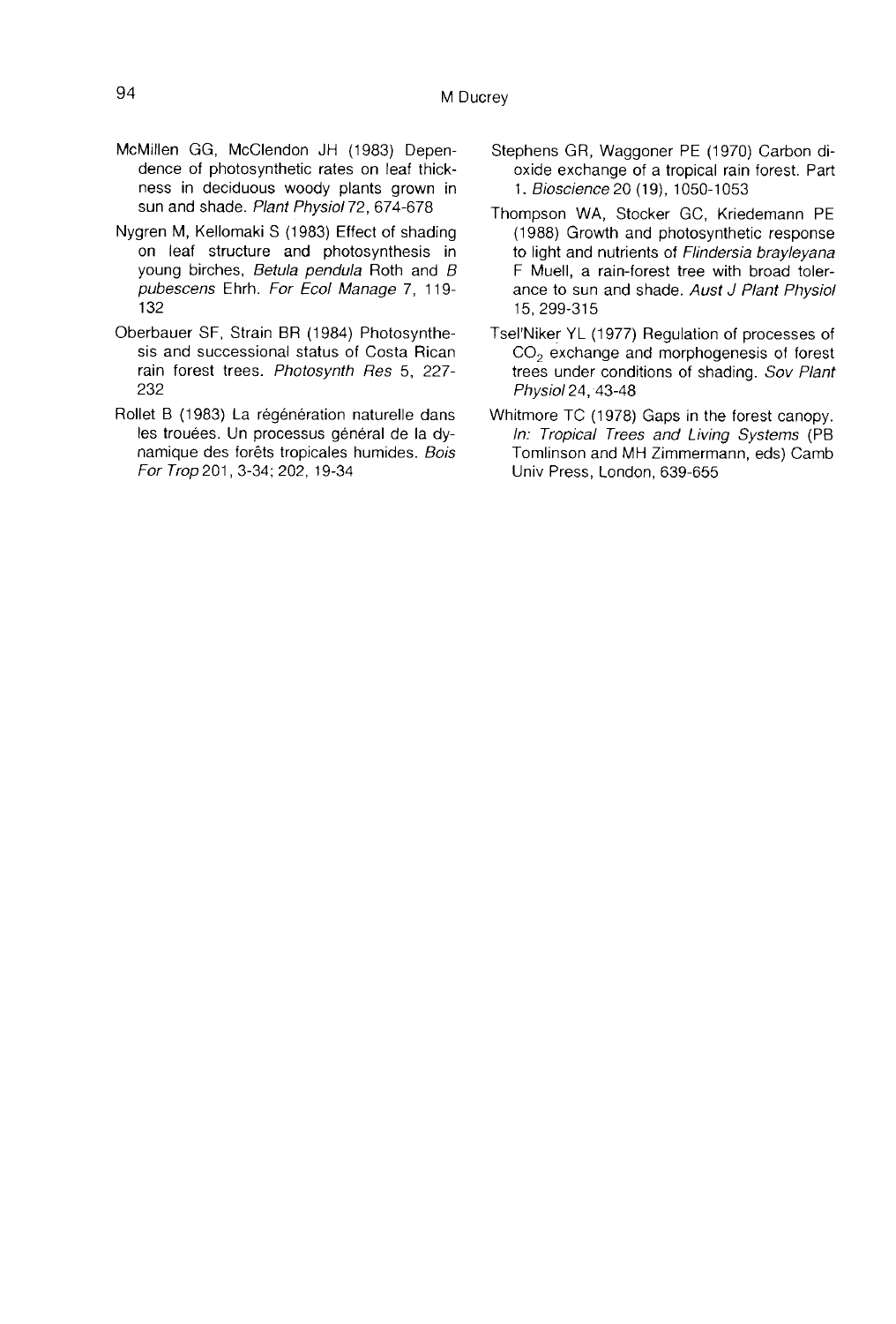McMillen GG, McClendon JH (1983) Dependence of photosynthetic rates on leaf thickness in deciduous woody plants grown in sun and shade. *Plant Physiol* 72, 674-678

Nygren M, Kellomaki S (1983) Effect of shading on leaf structure and photosynthesis in young birches, *Betula pendula* Roth and *B pubescens* Ehrh. *For Ecol Manage* 7, 119-132

Oberbauer SF, Strain BR (1984) Photosynthesis and successional status of Costa Rican rain forest trees. *Photosynth Res* 5, 227-232

Rollet B (1983) La régénération naturelle dans les trouées. Un processus général de la dynamique des forêts tropicales humides. *Bois For Trop* 201, 3-34; 202, 19-34

Stephens GR, Waggoner PE (1970) Carbon dioxide exchange of a tropical rain forest. Part 1. *Bioscience* 20 (19), 1050-1053

Thompson WA, Stocker GC, Kriedemann PE (1988) Growth and photosynthetic response to light and nutrients of *Flindersia brayleyana* F Muell, a rain-forest tree with broad tolerance to sun and shade. *Aust J Plant Physiol* 15, 299-315

Tsel'Niker YL (1977) Regulation of processes of $CO_2$ exchange and morphogenesis of forest trees under conditions of shading. *Sov Plant Physiol* 24, 43-48

Whitmore TC (1978) Gaps in the forest canopy. *In: Tropical Trees and Living Systems* (PB Tomlinson and MH Zimmermann, eds) Camb Univ Press, London, 639-655